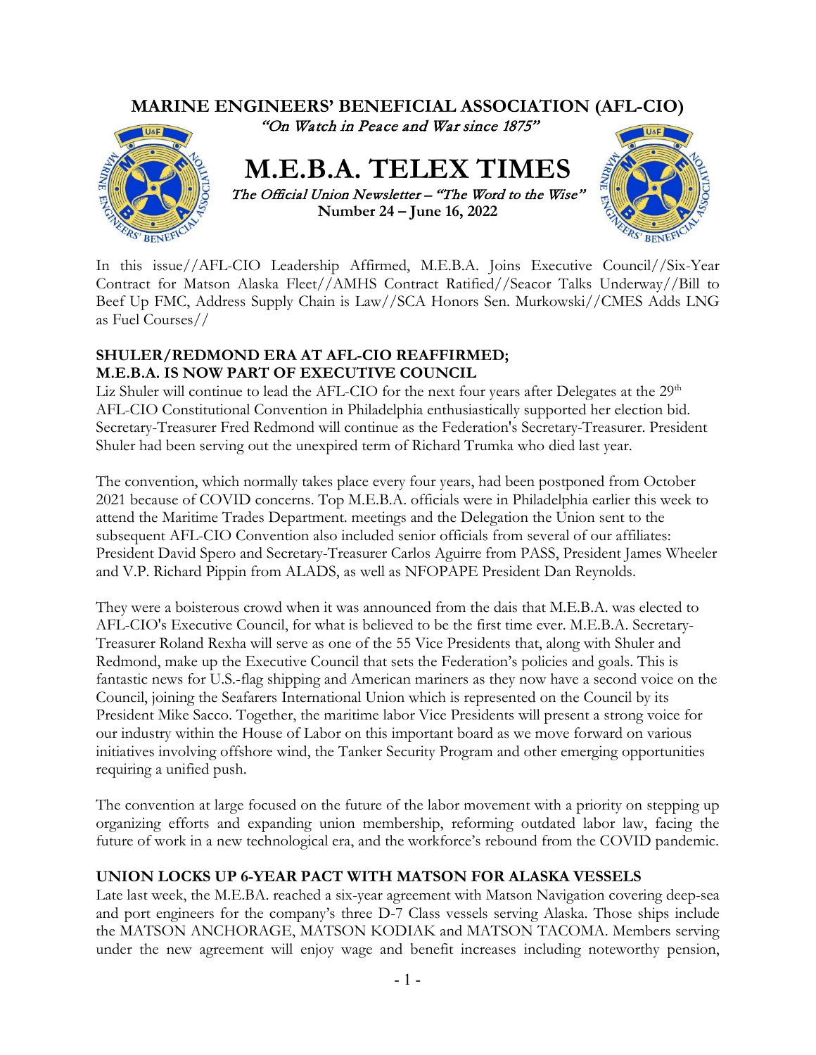# MARINE ENGINEERS' BENEFICIAL ASSOCIATION (AFL-CIO)

*"On Watch in Peace and War since 1875"*

# M.E.B.A. TELEX TIMES

*The Official Union Newsletter – "The Word to the Wise"*

**Number 24 – June 16, 2022**

In this issue//AFL-CIO Leadership Affirmed, M.E.B.A. Joins Executive Council//Six-Year Contract for Matson Alaska Fleet//AMHS Contract Ratified//Seacor Talks Underway//Bill to Beef Up FMC, Address Supply Chain is Law//SCA Honors Sen. Murkowski//CMES Adds LNG as Fuel Courses//

## SHULER/REDMOND ERA AT AFL-CIO REAFFIRMED; M.E.B.A. IS NOW PART OF EXECUTIVE COUNCIL

Liz Shuler will continue to lead the AFL-CIO for the next four years after Delegates at the 29th AFL-CIO Constitutional Convention in Philadelphia enthusiastically supported her election bid. Secretary-Treasurer Fred Redmond will continue as the Federation's Secretary-Treasurer. President Shuler had been serving out the unexpired term of Richard Trumka who died last year.

The convention, which normally takes place every four years, had been postponed from October 2021 because of COVID concerns. Top M.E.B.A. officials were in Philadelphia earlier this week to attend the Maritime Trades Department. meetings and the Delegation the Union sent to the subsequent AFL-CIO Convention also included senior officials from several of our affiliates: President David Spero and Secretary-Treasurer Carlos Aguirre from PASS, President James Wheeler and V.P. Richard Pippin from ALADS, as well as NFOPAPE President Dan Reynolds.

They were a boisterous crowd when it was announced from the dais that M.E.B.A. was elected to AFL-CIO's Executive Council, for what is believed to be the first time ever. M.E.B.A. Secretary-Treasurer Roland Rexha will serve as one of the 55 Vice Presidents that, along with Shuler and Redmond, make up the Executive Council that sets the Federation's policies and goals. This is fantastic news for U.S.-flag shipping and American mariners as they now have a second voice on the Council, joining the Seafarers International Union which is represented on the Council by its President Mike Sacco. Together, the maritime labor Vice Presidents will present a strong voice for our industry within the House of Labor on this important board as we move forward on various initiatives involving offshore wind, the Tanker Security Program and other emerging opportunities requiring a unified push.

The convention at large focused on the future of the labor movement with a priority on stepping up organizing efforts and expanding union membership, reforming outdated labor law, facing the future of work in a new technological era, and the workforce's rebound from the COVID pandemic.

## UNION LOCKS UP 6-YEAR PACT WITH MATSON FOR ALASKA VESSELS

Late last week, the M.E.BA. reached a six-year agreement with Matson Navigation covering deep-sea and port engineers for the company's three D-7 Class vessels serving Alaska. Those ships include the MATSON ANCHORAGE, MATSON KODIAK and MATSON TACOMA. Members serving under the new agreement will enjoy wage and benefit increases including noteworthy pension,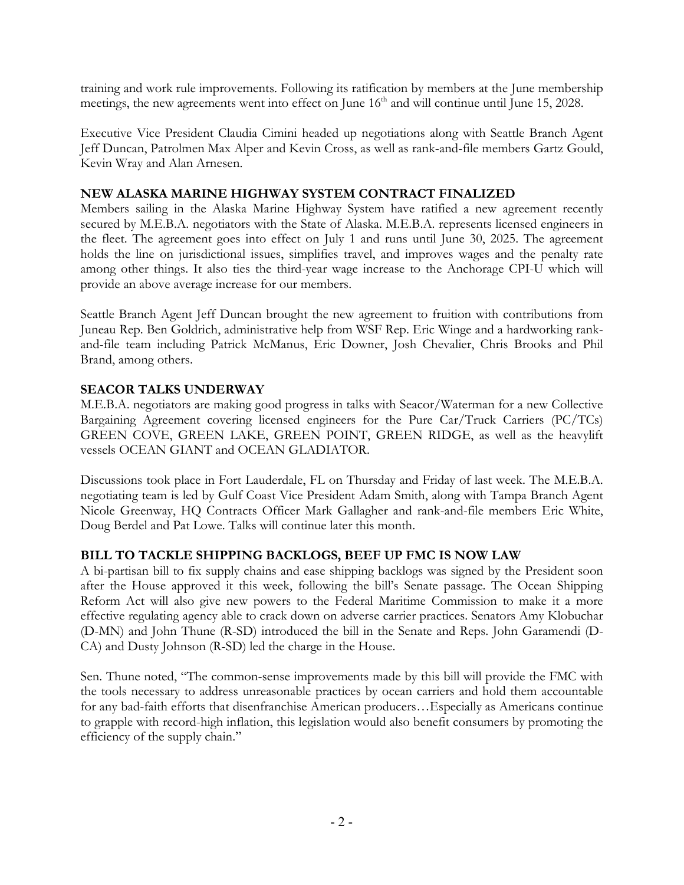training and work rule improvements. Following its ratification by members at the June membership meetings, the new agreements went into effect on June 16th and will continue until June 15, 2028.

Executive Vice President Claudia Cimini headed up negotiations along with Seattle Branch Agent Jeff Duncan, Patrolmen Max Alper and Kevin Cross, as well as rank-and-file members Gartz Gould, Kevin Wray and Alan Arnesen.

**NEW ALASKA MARINE HIGHWAY SYSTEM CONTRACT FINALIZED**

Members sailing in the Alaska Marine Highway System have ratified a new agreement recently secured by M.E.B.A. negotiators with the State of Alaska. M.E.B.A. represents licensed engineers in the fleet. The agreement goes into effect on July 1 and runs until June 30, 2025. The agreement holds the line on jurisdictional issues, simplifies travel, and improves wages and the penalty rate among other things. It also ties the third-year wage increase to the Anchorage CPI-U which will provide an above average increase for our members.

Seattle Branch Agent Jeff Duncan brought the new agreement to fruition with contributions from Juneau Rep. Ben Goldrich, administrative help from WSF Rep. Eric Winge and a hardworking rank-and-file team including Patrick McManus, Eric Downer, Josh Chevalier, Chris Brooks and Phil Brand, among others.

**SEACOR TALKS UNDERWAY**

M.E.B.A. negotiators are making good progress in talks with Seacor/Waterman for a new Collective Bargaining Agreement covering licensed engineers for the Pure Car/Truck Carriers (PC/TCs) GREEN COVE, GREEN LAKE, GREEN POINT, GREEN RIDGE, as well as the heavylift vessels OCEAN GIANT and OCEAN GLADIATOR.

Discussions took place in Fort Lauderdale, FL on Thursday and Friday of last week. The M.E.B.A. negotiating team is led by Gulf Coast Vice President Adam Smith, along with Tampa Branch Agent Nicole Greenway, HQ Contracts Officer Mark Gallagher and rank-and-file members Eric White, Doug Berdel and Pat Lowe. Talks will continue later this month.

**BILL TO TACKLE SHIPPING BACKLOGS, BEEF UP FMC IS NOW LAW**

A bi-partisan bill to fix supply chains and ease shipping backlogs was signed by the President soon after the House approved it this week, following the bill's Senate passage. The Ocean Shipping Reform Act will also give new powers to the Federal Maritime Commission to make it a more effective regulating agency able to crack down on adverse carrier practices. Senators Amy Klobuchar (D-MN) and John Thune (R-SD) introduced the bill in the Senate and Reps. John Garamendi (D-CA) and Dusty Johnson (R-SD) led the charge in the House.

Sen. Thune noted, "The common-sense improvements made by this bill will provide the FMC with the tools necessary to address unreasonable practices by ocean carriers and hold them accountable for any bad-faith efforts that disenfranchise American producers…Especially as Americans continue to grapple with record-high inflation, this legislation would also benefit consumers by promoting the efficiency of the supply chain."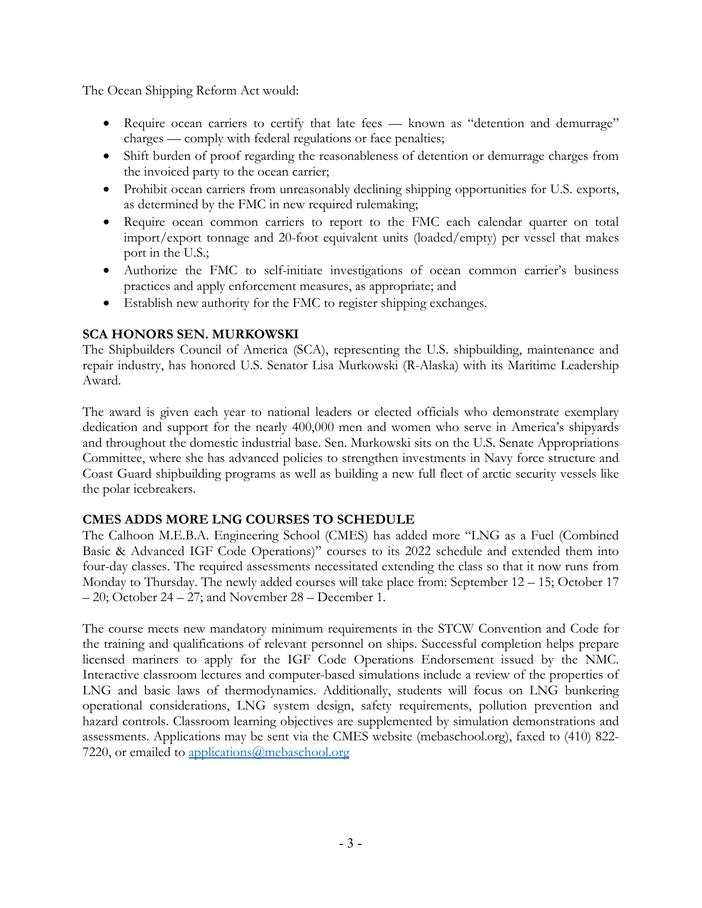The Ocean Shipping Reform Act would:

- Require ocean carriers to certify that late fees — known as "detention and demurrage" charges — comply with federal regulations or face penalties;
- Shift burden of proof regarding the reasonableness of detention or demurrage charges from the invoiced party to the ocean carrier;
- Prohibit ocean carriers from unreasonably declining shipping opportunities for U.S. exports, as determined by the FMC in new required rulemaking;
- Require ocean common carriers to report to the FMC each calendar quarter on total import/export tonnage and 20-foot equivalent units (loaded/empty) per vessel that makes port in the U.S.;
- Authorize the FMC to self-initiate investigations of ocean common carrier's business practices and apply enforcement measures, as appropriate; and
- Establish new authority for the FMC to register shipping exchanges.

**SCA HONORS SEN. MURKOWSKI**

The Shipbuilders Council of America (SCA), representing the U.S. shipbuilding, maintenance and repair industry, has honored U.S. Senator Lisa Murkowski (R-Alaska) with its Maritime Leadership Award.

The award is given each year to national leaders or elected officials who demonstrate exemplary dedication and support for the nearly 400,000 men and women who serve in America's shipyards and throughout the domestic industrial base. Sen. Murkowski sits on the U.S. Senate Appropriations Committee, where she has advanced policies to strengthen investments in Navy force structure and Coast Guard shipbuilding programs as well as building a new full fleet of arctic security vessels like the polar icebreakers.

**CMES ADDS MORE LNG COURSES TO SCHEDULE**

The Calhoon M.E.B.A. Engineering School (CMES) has added more "LNG as a Fuel (Combined Basic & Advanced IGF Code Operations)" courses to its 2022 schedule and extended them into four-day classes. The required assessments necessitated extending the class so that it now runs from Monday to Thursday. The newly added courses will take place from: September 12 – 15; October 17 – 20; October 24 – 27; and November 28 – December 1.

The course meets new mandatory minimum requirements in the STCW Convention and Code for the training and qualifications of relevant personnel on ships. Successful completion helps prepare licensed mariners to apply for the IGF Code Operations Endorsement issued by the NMC. Interactive classroom lectures and computer-based simulations include a review of the properties of LNG and basic laws of thermodynamics. Additionally, students will focus on LNG bunkering operational considerations, LNG system design, safety requirements, pollution prevention and hazard controls. Classroom learning objectives are supplemented by simulation demonstrations and assessments. Applications may be sent via the CMES website (mebaschool.org), faxed to (410) 822-7220, or emailed to applications@mebaschool.org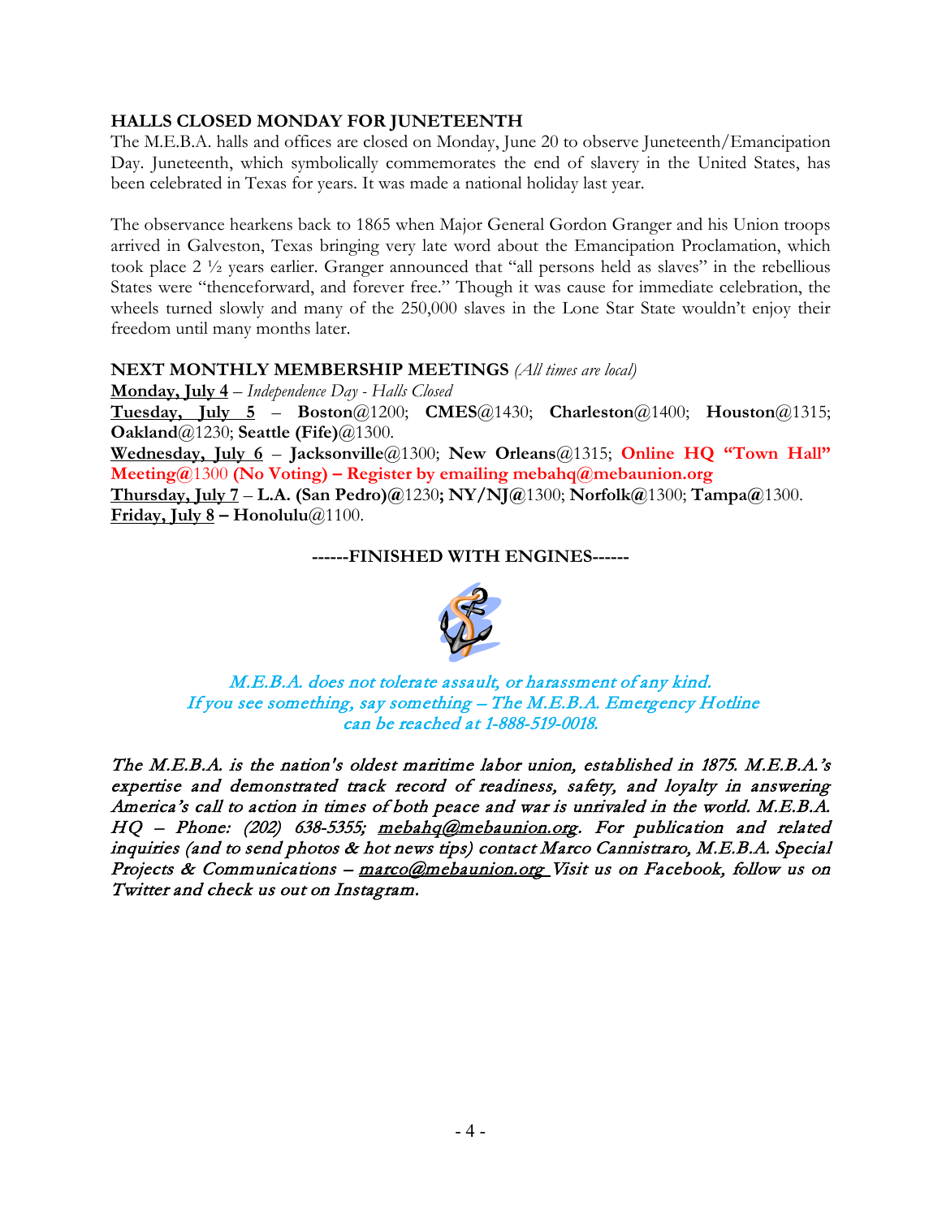### HALLS CLOSED MONDAY FOR JUNETEENTH

The M.E.B.A. halls and offices are closed on Monday, June 20 to observe Juneteenth/Emancipation Day. Juneteenth, which symbolically commemorates the end of slavery in the United States, has been celebrated in Texas for years. It was made a national holiday last year.

The observance hearkens back to 1865 when Major General Gordon Granger and his Union troops arrived in Galveston, Texas bringing very late word about the Emancipation Proclamation, which took place 2 ½ years earlier. Granger announced that "all persons held as slaves" in the rebellious States were "thenceforward, and forever free." Though it was cause for immediate celebration, the wheels turned slowly and many of the 250,000 slaves in the Lone Star State wouldn't enjoy their freedom until many months later.

### NEXT MONTHLY MEMBERSHIP MEETINGS *(All times are local)*

**Monday, July 4** – *Independence Day - Halls Closed*
**Tuesday, July 5** – **Boston**@1200; **CMES**@1430; **Charleston**@1400; **Houston**@1315; **Oakland**@1230; **Seattle (Fife)**@1300.
**Wednesday, July 6** – **Jacksonville**@1300; **New Orleans**@1315; **Online HQ "Town Hall" Meeting@**1300 **(No Voting) – Register by emailing mebahq@mebaunion.org**
**Thursday, July 7** – **L.A. (San Pedro)@**1230**; NY/NJ@**1300; **Norfolk@**1300; **Tampa@**1300.
**Friday, July 8 – Honolulu**@1100.

**------FINISHED WITH ENGINES------**

*M.E.B.A. does not tolerate assault, or harassment of any kind.*
*If you see something, say something – The M.E.B.A. Emergency Hotline can be reached at 1-888-519-0018.*

*The M.E.B.A. is the nation's oldest maritime labor union, established in 1875. M.E.B.A.'s expertise and demonstrated track record of readiness, safety, and loyalty in answering America's call to action in times of both peace and war is unrivaled in the world. M.E.B.A. HQ – Phone: (202) 638-5355; mebahq@mebaunion.org. For publication and related inquiries (and to send photos & hot news tips) contact Marco Cannistraro, M.E.B.A. Special Projects & Communications – marco@mebaunion.org Visit us on Facebook, follow us on Twitter and check us out on Instagram.*